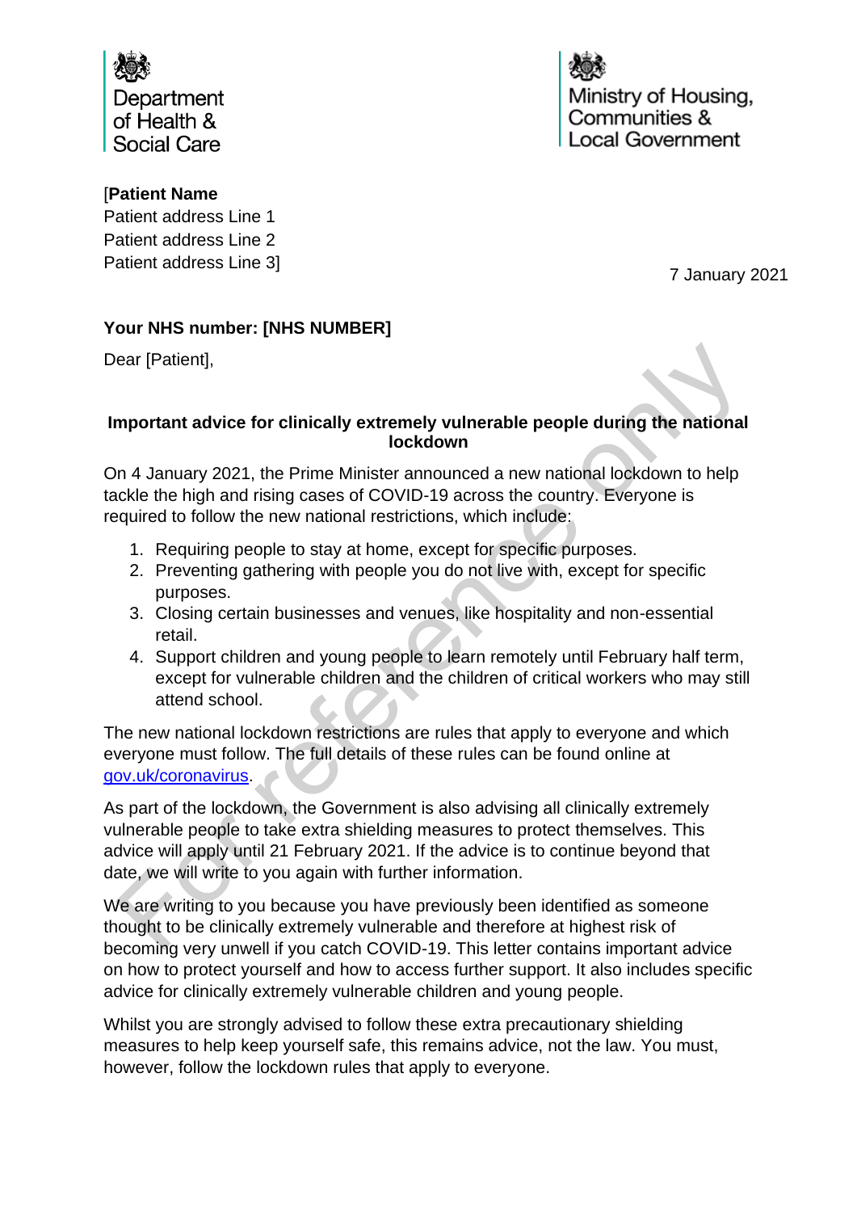Department of Health & Social Care

Ministry of Housing, Communities & Local Government

[**Patient Name**
Patient address Line 1
Patient address Line 2
Patient address Line 3]

7 January 2021

**Your NHS number: [NHS NUMBER]**

Dear [Patient],

**Important advice for clinically extremely vulnerable people during the national lockdown**

On 4 January 2021, the Prime Minister announced a new national lockdown to help tackle the high and rising cases of COVID-19 across the country. Everyone is required to follow the new national restrictions, which include:

1. Requiring people to stay at home, except for specific purposes.
2. Preventing gathering with people you do not live with, except for specific purposes.
3. Closing certain businesses and venues, like hospitality and non-essential retail.
4. Support children and young people to learn remotely until February half term, except for vulnerable children and the children of critical workers who may still attend school.

The new national lockdown restrictions are rules that apply to everyone and which everyone must follow. The full details of these rules can be found online at [gov.uk/coronavirus](gov.uk/coronavirus).

As part of the lockdown, the Government is also advising all clinically extremely vulnerable people to take extra shielding measures to protect themselves. This advice will apply until 21 February 2021. If the advice is to continue beyond that date, we will write to you again with further information.

We are writing to you because you have previously been identified as someone thought to be clinically extremely vulnerable and therefore at highest risk of becoming very unwell if you catch COVID-19. This letter contains important advice on how to protect yourself and how to access further support. It also includes specific advice for clinically extremely vulnerable children and young people.

Whilst you are strongly advised to follow these extra precautionary shielding measures to help keep yourself safe, this remains advice, not the law. You must, however, follow the lockdown rules that apply to everyone.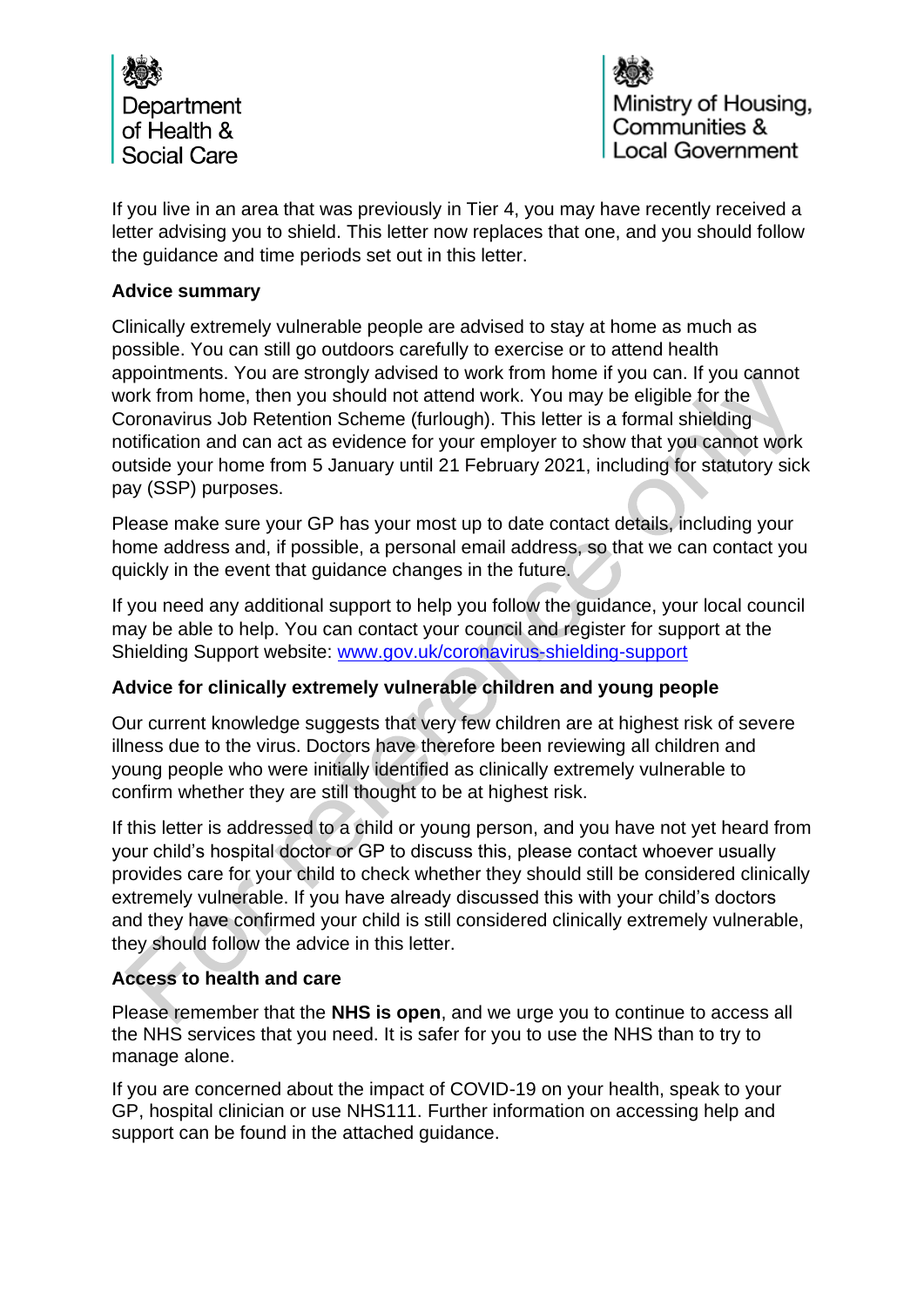Department of Health & Social Care

Ministry of Housing, Communities & Local Government

If you live in an area that was previously in Tier 4, you may have recently received a letter advising you to shield. This letter now replaces that one, and you should follow the guidance and time periods set out in this letter.

**Advice summary**

Clinically extremely vulnerable people are advised to stay at home as much as possible. You can still go outdoors carefully to exercise or to attend health appointments. You are strongly advised to work from home if you can. If you cannot work from home, then you should not attend work. You may be eligible for the Coronavirus Job Retention Scheme (furlough). This letter is a formal shielding notification and can act as evidence for your employer to show that you cannot work outside your home from 5 January until 21 February 2021, including for statutory sick pay (SSP) purposes.

Please make sure your GP has your most up to date contact details, including your home address and, if possible, a personal email address, so that we can contact you quickly in the event that guidance changes in the future.

If you need any additional support to help you follow the guidance, your local council may be able to help. You can contact your council and register for support at the Shielding Support website: www.gov.uk/coronavirus-shielding-support

**Advice for clinically extremely vulnerable children and young people**

Our current knowledge suggests that very few children are at highest risk of severe illness due to the virus. Doctors have therefore been reviewing all children and young people who were initially identified as clinically extremely vulnerable to confirm whether they are still thought to be at highest risk.

If this letter is addressed to a child or young person, and you have not yet heard from your child's hospital doctor or GP to discuss this, please contact whoever usually provides care for your child to check whether they should still be considered clinically extremely vulnerable. If you have already discussed this with your child's doctors and they have confirmed your child is still considered clinically extremely vulnerable, they should follow the advice in this letter.

**Access to health and care**

Please remember that the **NHS is open**, and we urge you to continue to access all the NHS services that you need. It is safer for you to use the NHS than to try to manage alone.

If you are concerned about the impact of COVID-19 on your health, speak to your GP, hospital clinician or use NHS111. Further information on accessing help and support can be found in the attached guidance.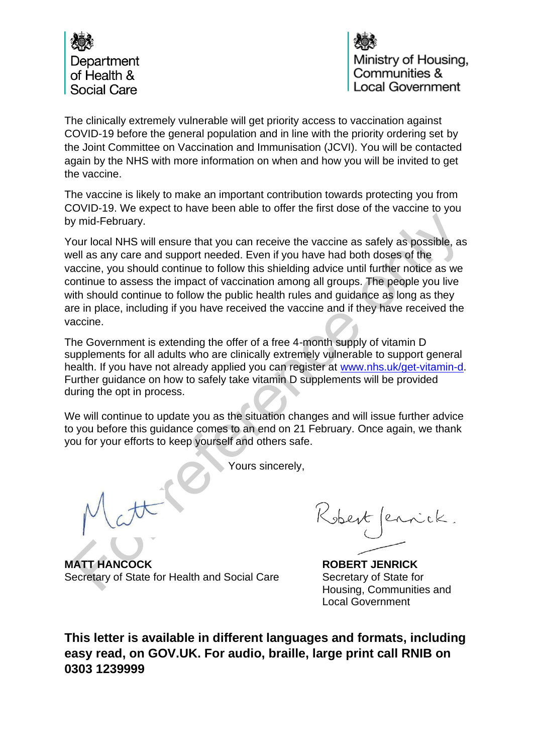Department of Health & Social Care

Ministry of Housing, Communities & Local Government

The clinically extremely vulnerable will get priority access to vaccination against COVID-19 before the general population and in line with the priority ordering set by the Joint Committee on Vaccination and Immunisation (JCVI). You will be contacted again by the NHS with more information on when and how you will be invited to get the vaccine.

The vaccine is likely to make an important contribution towards protecting you from COVID-19. We expect to have been able to offer the first dose of the vaccine to you by mid-February.

Your local NHS will ensure that you can receive the vaccine as safely as possible, as well as any care and support needed. Even if you have had both doses of the vaccine, you should continue to follow this shielding advice until further notice as we continue to assess the impact of vaccination among all groups. The people you live with should continue to follow the public health rules and guidance as long as they are in place, including if you have received the vaccine and if they have received the vaccine.

The Government is extending the offer of a free 4-month supply of vitamin D supplements for all adults who are clinically extremely vulnerable to support general health. If you have not already applied you can register at [www.nhs.uk/get-vitamin-d](www.nhs.uk/get-vitamin-d). Further guidance on how to safely take vitamin D supplements will be provided during the opt in process.

We will continue to update you as the situation changes and will issue further advice to you before this guidance comes to an end on 21 February. Once again, we thank you for your efforts to keep yourself and others safe.

Yours sincerely,

Matt

**MATT HANCOCK**
Secretary of State for Health and Social Care

Robert Jenrick

**ROBERT JENRICK**
Secretary of State for Housing, Communities and Local Government

**This letter is available in different languages and formats, including easy read, on GOV.UK. For audio, braille, large print call RNIB on 0303 1239999**

For reference only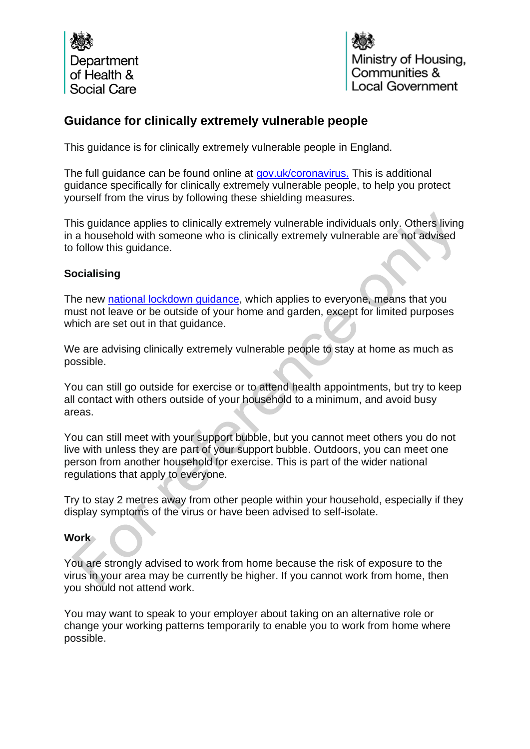Department of Health & Social Care

Ministry of Housing, Communities & Local Government

## Guidance for clinically extremely vulnerable people

This guidance is for clinically extremely vulnerable people in England.

The full guidance can be found online at [gov.uk/coronavirus.](gov.uk/coronavirus) This is additional guidance specifically for clinically extremely vulnerable people, to help you protect yourself from the virus by following these shielding measures.

This guidance applies to clinically extremely vulnerable individuals only. Others living in a household with someone who is clinically extremely vulnerable are not advised to follow this guidance.

### Socialising

The new national lockdown guidance, which applies to everyone, means that you must not leave or be outside of your home and garden, except for limited purposes which are set out in that guidance.

We are advising clinically extremely vulnerable people to stay at home as much as possible.

You can still go outside for exercise or to attend health appointments, but try to keep all contact with others outside of your household to a minimum, and avoid busy areas.

You can still meet with your support bubble, but you cannot meet others you do not live with unless they are part of your support bubble. Outdoors, you can meet one person from another household for exercise. This is part of the wider national regulations that apply to everyone.

Try to stay 2 metres away from other people within your household, especially if they display symptoms of the virus or have been advised to self-isolate.

### Work

You are strongly advised to work from home because the risk of exposure to the virus in your area may be currently be higher. If you cannot work from home, then you should not attend work.

You may want to speak to your employer about taking on an alternative role or change your working patterns temporarily to enable you to work from home where possible.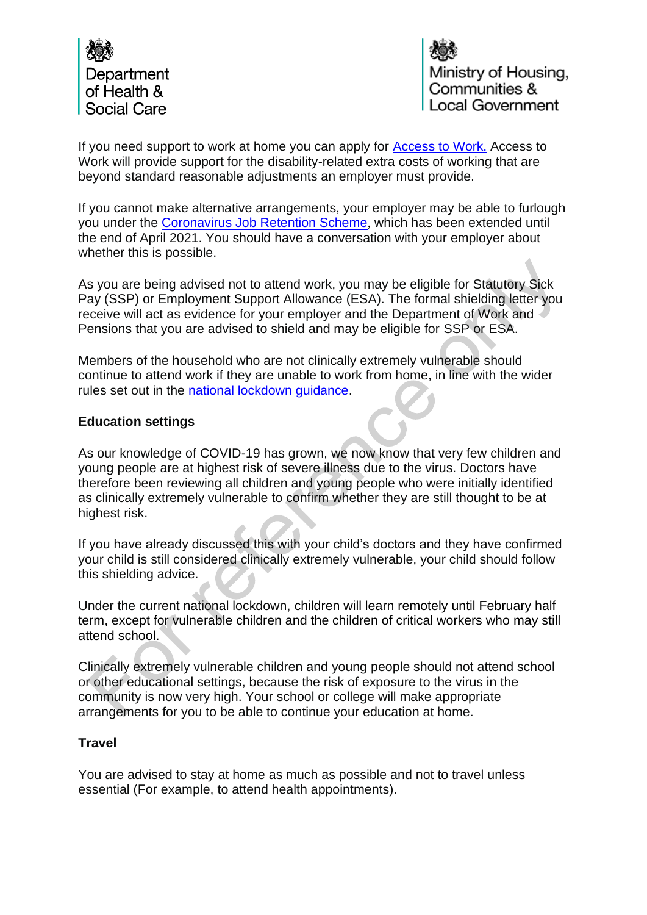If you need support to work at home you can apply for [Access to Work.](#) Access to Work will provide support for the disability-related extra costs of working that are beyond standard reasonable adjustments an employer must provide.

If you cannot make alternative arrangements, your employer may be able to furlough you under the [Coronavirus Job Retention Scheme](#), which has been extended until the end of April 2021. You should have a conversation with your employer about whether this is possible.

As you are being advised not to attend work, you may be eligible for Statutory Sick Pay (SSP) or Employment Support Allowance (ESA). The formal shielding letter you receive will act as evidence for your employer and the Department of Work and Pensions that you are advised to shield and may be eligible for SSP or ESA.

Members of the household who are not clinically extremely vulnerable should continue to attend work if they are unable to work from home, in line with the wider rules set out in the [national lockdown guidance](#).

**Education settings**

As our knowledge of COVID-19 has grown, we now know that very few children and young people are at highest risk of severe illness due to the virus. Doctors have therefore been reviewing all children and young people who were initially identified as clinically extremely vulnerable to confirm whether they are still thought to be at highest risk.

If you have already discussed this with your child's doctors and they have confirmed your child is still considered clinically extremely vulnerable, your child should follow this shielding advice.

Under the current national lockdown, children will learn remotely until February half term, except for vulnerable children and the children of critical workers who may still attend school.

Clinically extremely vulnerable children and young people should not attend school or other educational settings, because the risk of exposure to the virus in the community is now very high. Your school or college will make appropriate arrangements for you to be able to continue your education at home.

**Travel**

You are advised to stay at home as much as possible and not to travel unless essential (For example, to attend health appointments).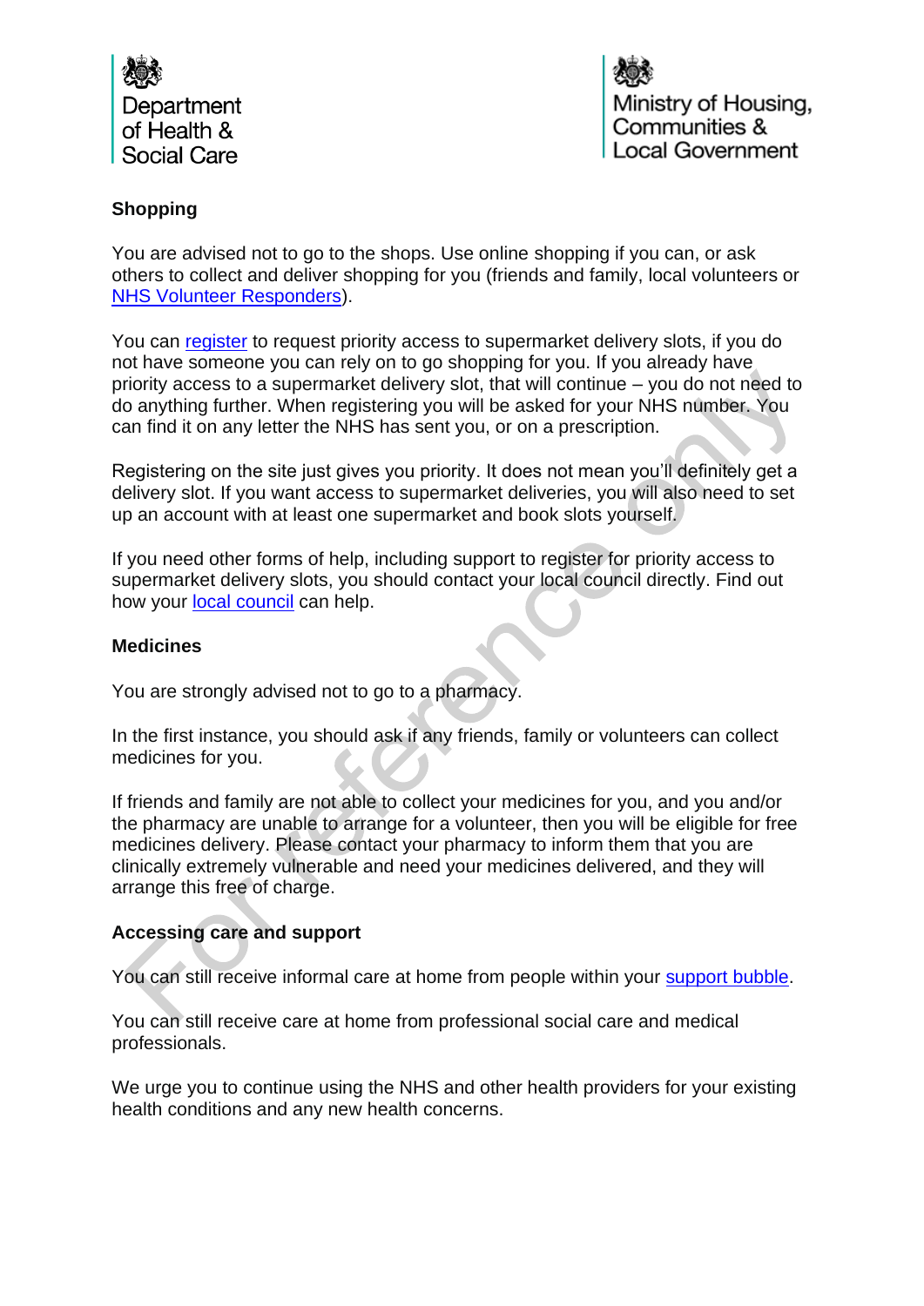### Shopping

You are advised not to go to the shops. Use online shopping if you can, or ask others to collect and deliver shopping for you (friends and family, local volunteers or NHS Volunteer Responders).

You can register to request priority access to supermarket delivery slots, if you do not have someone you can rely on to go shopping for you. If you already have priority access to a supermarket delivery slot, that will continue – you do not need to do anything further. When registering you will be asked for your NHS number. You can find it on any letter the NHS has sent you, or on a prescription.

Registering on the site just gives you priority. It does not mean you'll definitely get a delivery slot. If you want access to supermarket deliveries, you will also need to set up an account with at least one supermarket and book slots yourself.

If you need other forms of help, including support to register for priority access to supermarket delivery slots, you should contact your local council directly. Find out how your local council can help.

### Medicines

You are strongly advised not to go to a pharmacy.

In the first instance, you should ask if any friends, family or volunteers can collect medicines for you.

If friends and family are not able to collect your medicines for you, and you and/or the pharmacy are unable to arrange for a volunteer, then you will be eligible for free medicines delivery. Please contact your pharmacy to inform them that you are clinically extremely vulnerable and need your medicines delivered, and they will arrange this free of charge.

### Accessing care and support

You can still receive informal care at home from people within your support bubble.

You can still receive care at home from professional social care and medical professionals.

We urge you to continue using the NHS and other health providers for your existing health conditions and any new health concerns.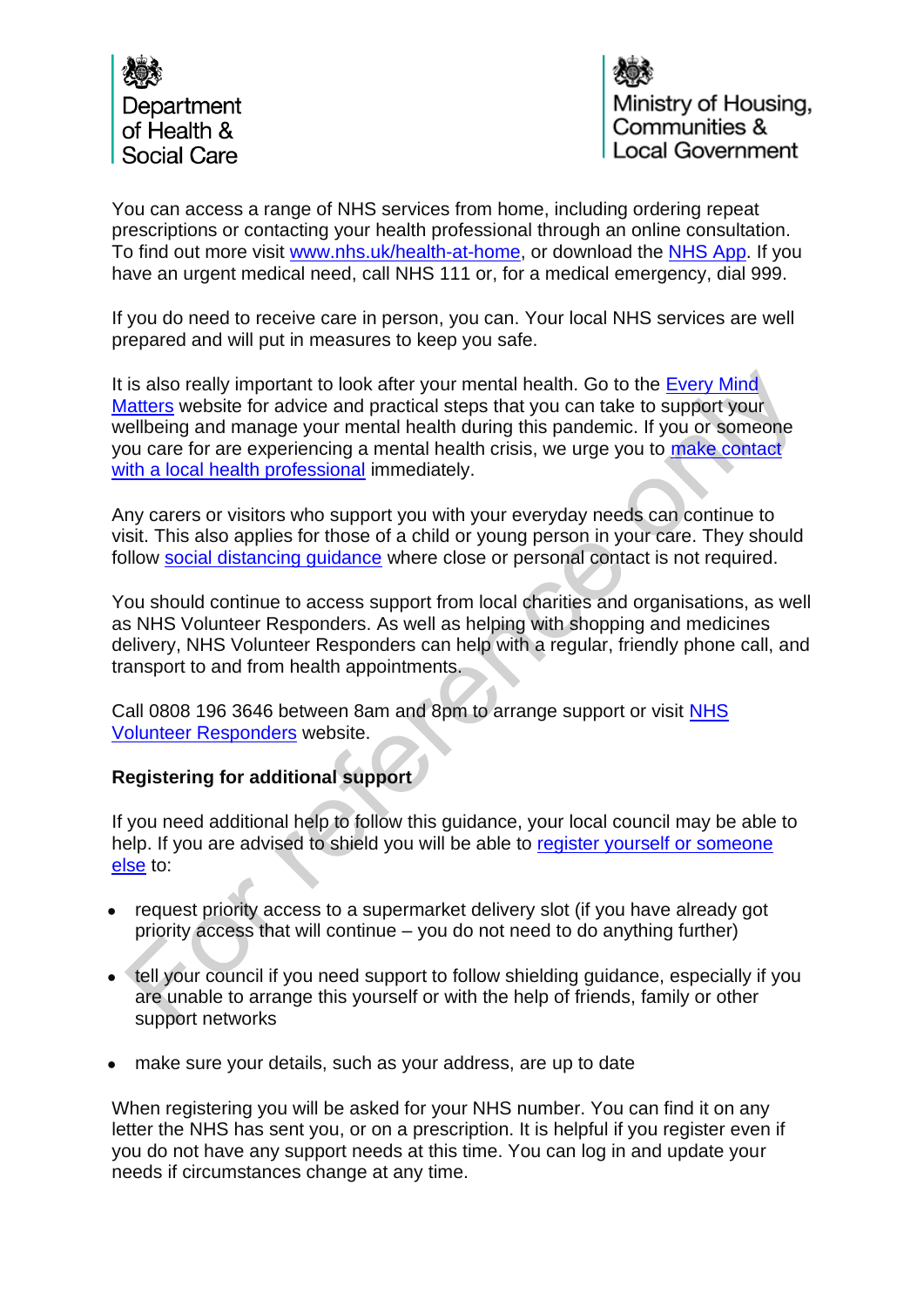Department of Health & Social Care

Ministry of Housing, Communities & Local Government

You can access a range of NHS services from home, including ordering repeat prescriptions or contacting your health professional through an online consultation. To find out more visit [www.nhs.uk/health-at-home](www.nhs.uk/health-at-home), or download the NHS App. If you have an urgent medical need, call NHS 111 or, for a medical emergency, dial 999.

If you do need to receive care in person, you can. Your local NHS services are well prepared and will put in measures to keep you safe.

It is also really important to look after your mental health. Go to the Every Mind Matters website for advice and practical steps that you can take to support your wellbeing and manage your mental health during this pandemic. If you or someone you care for are experiencing a mental health crisis, we urge you to make contact with a local health professional immediately.

Any carers or visitors who support you with your everyday needs can continue to visit. This also applies for those of a child or young person in your care. They should follow social distancing guidance where close or personal contact is not required.

You should continue to access support from local charities and organisations, as well as NHS Volunteer Responders. As well as helping with shopping and medicines delivery, NHS Volunteer Responders can help with a regular, friendly phone call, and transport to and from health appointments.

Call 0808 196 3646 between 8am and 8pm to arrange support or visit NHS Volunteer Responders website.

**Registering for additional support**

If you need additional help to follow this guidance, your local council may be able to help. If you are advised to shield you will be able to register yourself or someone else to:

- request priority access to a supermarket delivery slot (if you have already got priority access that will continue – you do not need to do anything further)
- tell your council if you need support to follow shielding guidance, especially if you are unable to arrange this yourself or with the help of friends, family or other support networks
- make sure your details, such as your address, are up to date

When registering you will be asked for your NHS number. You can find it on any letter the NHS has sent you, or on a prescription. It is helpful if you register even if you do not have any support needs at this time. You can log in and update your needs if circumstances change at any time.